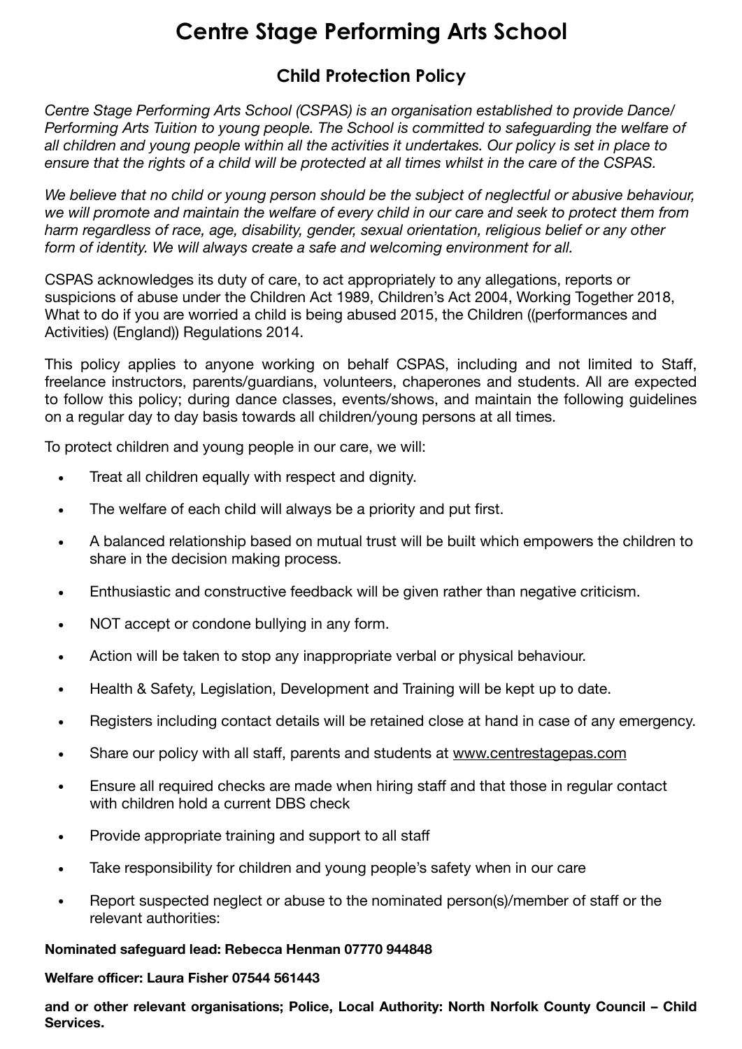# Centre Stage Performing Arts School

## Child Protection Policy

*Centre Stage Performing Arts School (CSPAS) is an organisation established to provide Dance/ Performing Arts Tuition to young people. The School is committed to safeguarding the welfare of all children and young people within all the activities it undertakes. Our policy is set in place to ensure that the rights of a child will be protected at all times whilst in the care of the CSPAS.*

*We believe that no child or young person should be the subject of neglectful or abusive behaviour, we will promote and maintain the welfare of every child in our care and seek to protect them from harm regardless of race, age, disability, gender, sexual orientation, religious belief or any other form of identity. We will always create a safe and welcoming environment for all.*

CSPAS acknowledges its duty of care, to act appropriately to any allegations, reports or suspicions of abuse under the Children Act 1989, Children's Act 2004, Working Together 2018, What to do if you are worried a child is being abused 2015, the Children ((performances and Activities) (England)) Regulations 2014.

This policy applies to anyone working on behalf CSPAS, including and not limited to Staff, freelance instructors, parents/guardians, volunteers, chaperones and students. All are expected to follow this policy; during dance classes, events/shows, and maintain the following guidelines on a regular day to day basis towards all children/young persons at all times.

To protect children and young people in our care, we will:

- Treat all children equally with respect and dignity.
- The welfare of each child will always be a priority and put first.
- A balanced relationship based on mutual trust will be built which empowers the children to share in the decision making process.
- Enthusiastic and constructive feedback will be given rather than negative criticism.
- NOT accept or condone bullying in any form.
- Action will be taken to stop any inappropriate verbal or physical behaviour.
- Health & Safety, Legislation, Development and Training will be kept up to date.
- Registers including contact details will be retained close at hand in case of any emergency.
- Share our policy with all staff, parents and students at www.centrestagepas.com
- Ensure all required checks are made when hiring staff and that those in regular contact with children hold a current DBS check
- Provide appropriate training and support to all staff
- Take responsibility for children and young people's safety when in our care
- Report suspected neglect or abuse to the nominated person(s)/member of staff or the relevant authorities:

**Nominated safeguard lead: Rebecca Henman 07770 944848**

**Welfare officer: Laura Fisher 07544 561443**

**and or other relevant organisations; Police, Local Authority: North Norfolk County Council – Child Services.**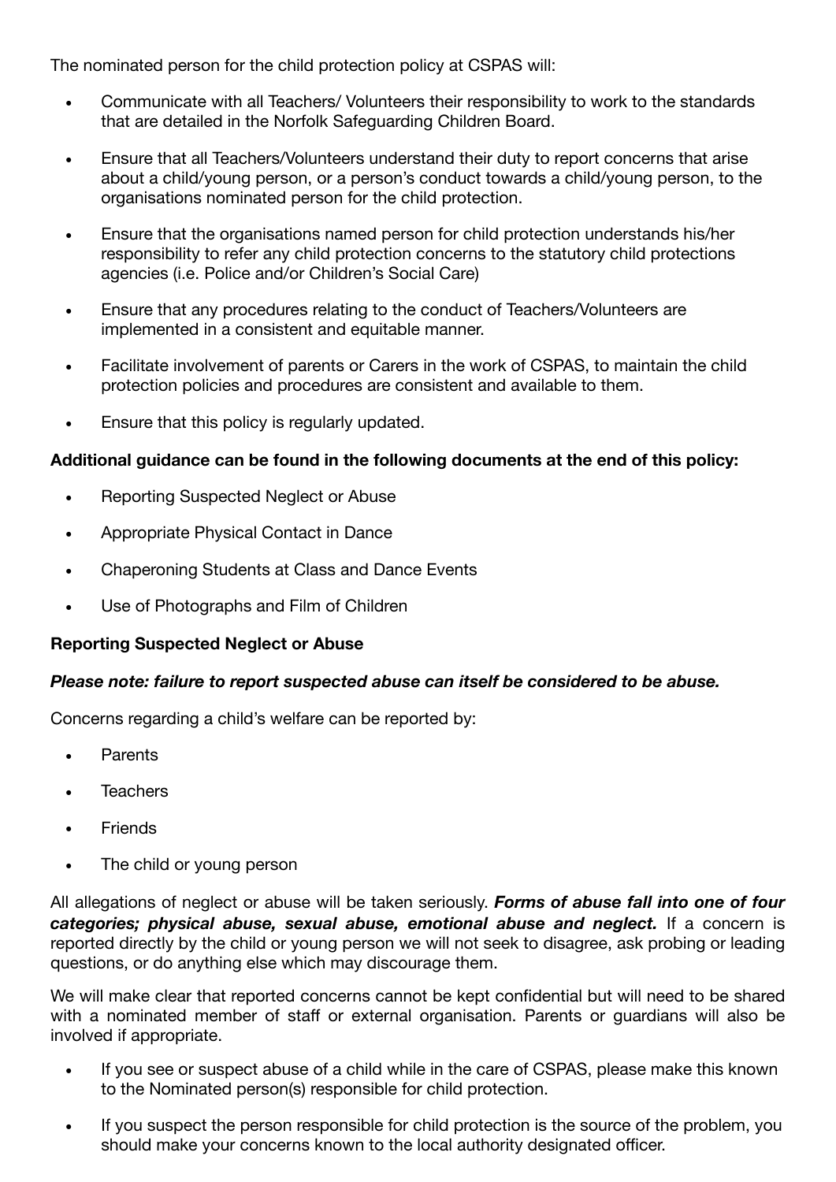The nominated person for the child protection policy at CSPAS will:

- Communicate with all Teachers/ Volunteers their responsibility to work to the standards that are detailed in the Norfolk Safeguarding Children Board.
- Ensure that all Teachers/Volunteers understand their duty to report concerns that arise about a child/young person, or a person's conduct towards a child/young person, to the organisations nominated person for the child protection.
- Ensure that the organisations named person for child protection understands his/her responsibility to refer any child protection concerns to the statutory child protections agencies (i.e. Police and/or Children's Social Care)
- Ensure that any procedures relating to the conduct of Teachers/Volunteers are implemented in a consistent and equitable manner.
- Facilitate involvement of parents or Carers in the work of CSPAS, to maintain the child protection policies and procedures are consistent and available to them.
- Ensure that this policy is regularly updated.

**Additional guidance can be found in the following documents at the end of this policy:**

- Reporting Suspected Neglect or Abuse
- Appropriate Physical Contact in Dance
- Chaperoning Students at Class and Dance Events
- Use of Photographs and Film of Children

**Reporting Suspected Neglect or Abuse**

***Please note: failure to report suspected abuse can itself be considered to be abuse.***

Concerns regarding a child's welfare can be reported by:

- Parents
- Teachers
- Friends
- The child or young person

All allegations of neglect or abuse will be taken seriously. ***Forms of abuse fall into one of four categories; physical abuse, sexual abuse, emotional abuse and neglect.*** If a concern is reported directly by the child or young person we will not seek to disagree, ask probing or leading questions, or do anything else which may discourage them.

We will make clear that reported concerns cannot be kept confidential but will need to be shared with a nominated member of staff or external organisation. Parents or guardians will also be involved if appropriate.

- If you see or suspect abuse of a child while in the care of CSPAS, please make this known to the Nominated person(s) responsible for child protection.
- If you suspect the person responsible for child protection is the source of the problem, you should make your concerns known to the local authority designated officer.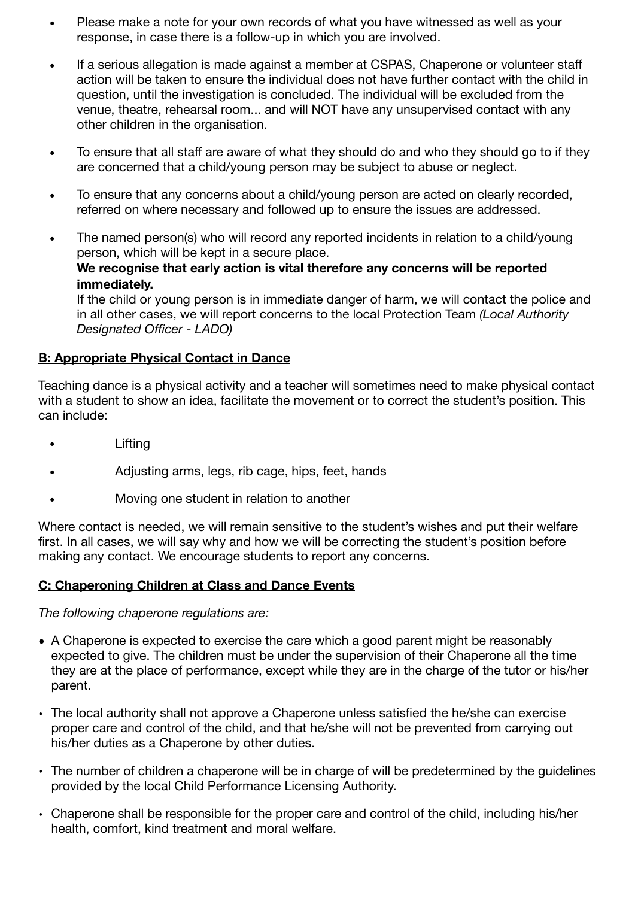- Please make a note for your own records of what you have witnessed as well as your response, in case there is a follow-up in which you are involved.

- If a serious allegation is made against a member at CSPAS, Chaperone or volunteer staff action will be taken to ensure the individual does not have further contact with the child in question, until the investigation is concluded. The individual will be excluded from the venue, theatre, rehearsal room... and will NOT have any unsupervised contact with any other children in the organisation.

- To ensure that all staff are aware of what they should do and who they should go to if they are concerned that a child/young person may be subject to abuse or neglect.

- To ensure that any concerns about a child/young person are acted on clearly recorded, referred on where necessary and followed up to ensure the issues are addressed.

- The named person(s) who will record any reported incidents in relation to a child/young person, which will be kept in a secure place.
  **We recognise that early action is vital therefore any concerns will be reported immediately.**
  If the child or young person is in immediate danger of harm, we will contact the police and in all other cases, we will report concerns to the local Protection Team *(Local Authority Designated Officer - LADO)*

## B: Appropriate Physical Contact in Dance

Teaching dance is a physical activity and a teacher will sometimes need to make physical contact with a student to show an idea, facilitate the movement or to correct the student's position. This can include:

- Lifting
- Adjusting arms, legs, rib cage, hips, feet, hands
- Moving one student in relation to another

Where contact is needed, we will remain sensitive to the student's wishes and put their welfare first. In all cases, we will say why and how we will be correcting the student's position before making any contact. We encourage students to report any concerns.

## C: Chaperoning Children at Class and Dance Events

*The following chaperone regulations are:*

- A Chaperone is expected to exercise the care which a good parent might be reasonably expected to give. The children must be under the supervision of their Chaperone all the time they are at the place of performance, except while they are in the charge of the tutor or his/her parent.

- The local authority shall not approve a Chaperone unless satisfied the he/she can exercise proper care and control of the child, and that he/she will not be prevented from carrying out his/her duties as a Chaperone by other duties.

- The number of children a chaperone will be in charge of will be predetermined by the guidelines provided by the local Child Performance Licensing Authority.

- Chaperone shall be responsible for the proper care and control of the child, including his/her health, comfort, kind treatment and moral welfare.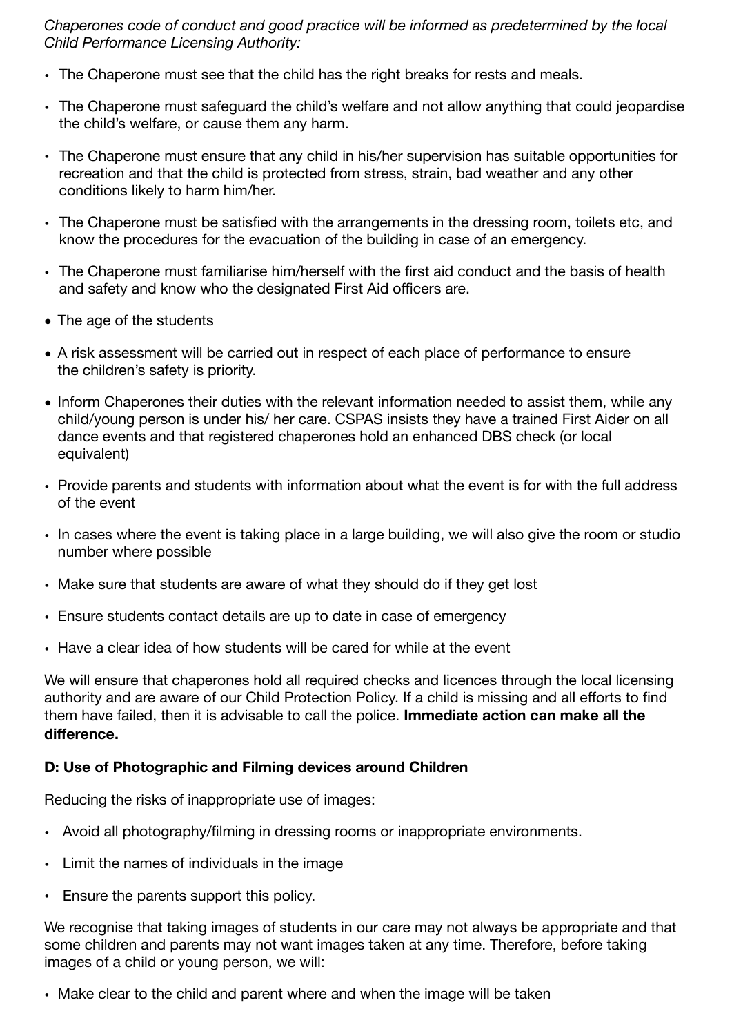*Chaperones code of conduct and good practice will be informed as predetermined by the local Child Performance Licensing Authority:*

- The Chaperone must see that the child has the right breaks for rests and meals.
- The Chaperone must safeguard the child's welfare and not allow anything that could jeopardise the child's welfare, or cause them any harm.
- The Chaperone must ensure that any child in his/her supervision has suitable opportunities for recreation and that the child is protected from stress, strain, bad weather and any other conditions likely to harm him/her.
- The Chaperone must be satisfied with the arrangements in the dressing room, toilets etc, and know the procedures for the evacuation of the building in case of an emergency.
- The Chaperone must familiarise him/herself with the first aid conduct and the basis of health and safety and know who the designated First Aid officers are.
- The age of the students
- A risk assessment will be carried out in respect of each place of performance to ensure the children's safety is priority.
- Inform Chaperones their duties with the relevant information needed to assist them, while any child/young person is under his/ her care. CSPAS insists they have a trained First Aider on all dance events and that registered chaperones hold an enhanced DBS check (or local equivalent)
- Provide parents and students with information about what the event is for with the full address of the event
- In cases where the event is taking place in a large building, we will also give the room or studio number where possible
- Make sure that students are aware of what they should do if they get lost
- Ensure students contact details are up to date in case of emergency
- Have a clear idea of how students will be cared for while at the event

We will ensure that chaperones hold all required checks and licences through the local licensing authority and are aware of our Child Protection Policy. If a child is missing and all efforts to find them have failed, then it is advisable to call the police. **Immediate action can make all the difference.**

## D: Use of Photographic and Filming devices around Children

Reducing the risks of inappropriate use of images:

- Avoid all photography/filming in dressing rooms or inappropriate environments.
- Limit the names of individuals in the image
- Ensure the parents support this policy.

We recognise that taking images of students in our care may not always be appropriate and that some children and parents may not want images taken at any time. Therefore, before taking images of a child or young person, we will:

- Make clear to the child and parent where and when the image will be taken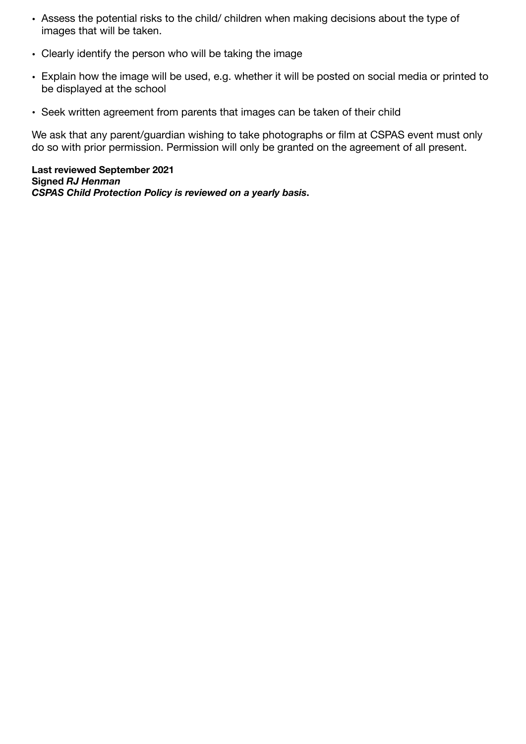- Assess the potential risks to the child/ children when making decisions about the type of images that will be taken.
- Clearly identify the person who will be taking the image
- Explain how the image will be used, e.g. whether it will be posted on social media or printed to be displayed at the school
- Seek written agreement from parents that images can be taken of their child

We ask that any parent/guardian wishing to take photographs or film at CSPAS event must only do so with prior permission. Permission will only be granted on the agreement of all present.

**Last reviewed September 2021**
**Signed *RJ Henman***
***CSPAS Child Protection Policy is reviewed on a yearly basis*.**